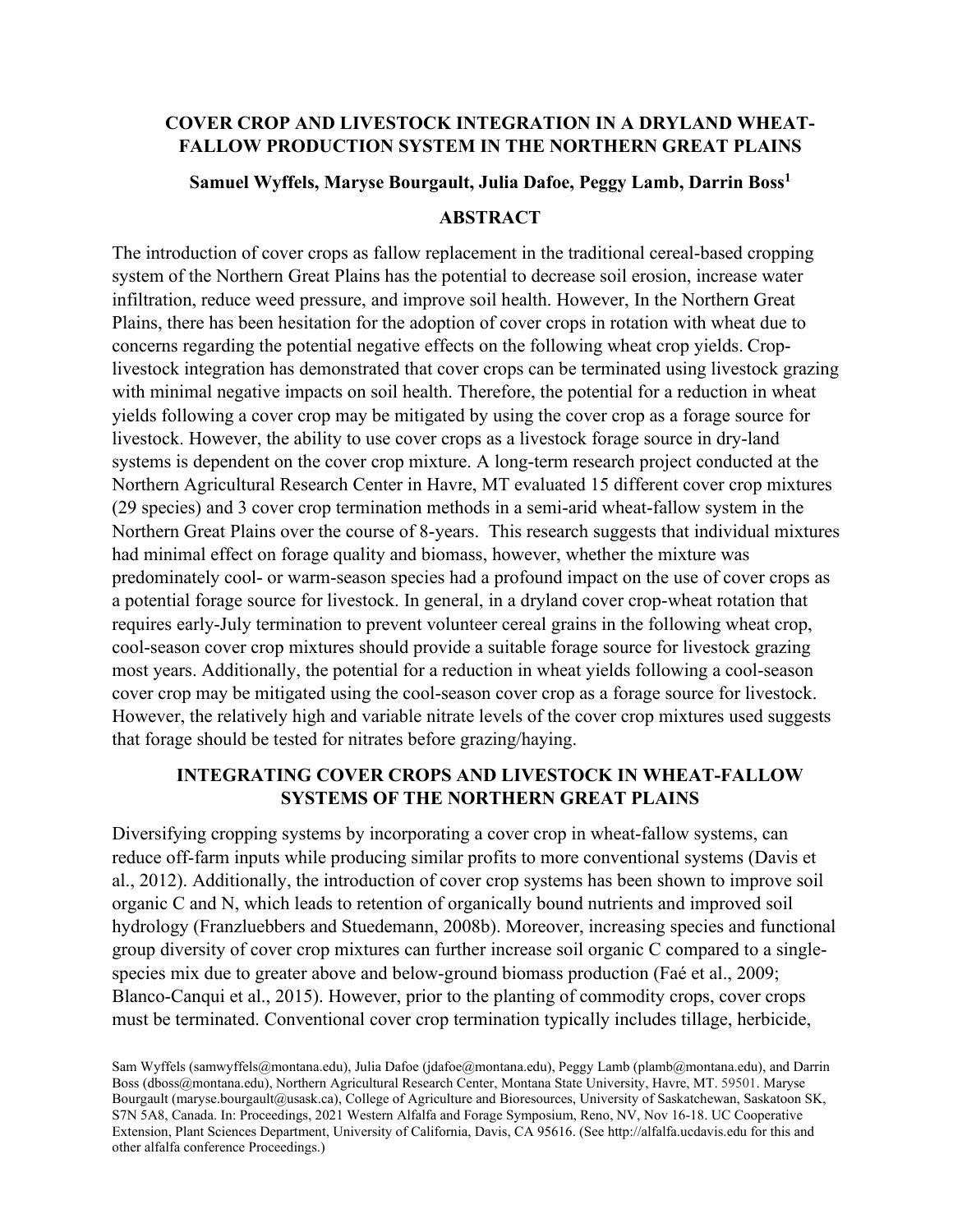# COVER CROP AND LIVESTOCK INTEGRATION IN A DRYLAND WHEAT-FALLOW PRODUCTION SYSTEM IN THE NORTHERN GREAT PLAINS

**Samuel Wyffels, Maryse Bourgault, Julia Dafoe, Peggy Lamb, Darrin Boss[1]**

## ABSTRACT

The introduction of cover crops as fallow replacement in the traditional cereal-based cropping system of the Northern Great Plains has the potential to decrease soil erosion, increase water infiltration, reduce weed pressure, and improve soil health. However, In the Northern Great Plains, there has been hesitation for the adoption of cover crops in rotation with wheat due to concerns regarding the potential negative effects on the following wheat crop yields. Crop-livestock integration has demonstrated that cover crops can be terminated using livestock grazing with minimal negative impacts on soil health. Therefore, the potential for a reduction in wheat yields following a cover crop may be mitigated by using the cover crop as a forage source for livestock. However, the ability to use cover crops as a livestock forage source in dry-land systems is dependent on the cover crop mixture. A long-term research project conducted at the Northern Agricultural Research Center in Havre, MT evaluated 15 different cover crop mixtures (29 species) and 3 cover crop termination methods in a semi-arid wheat-fallow system in the Northern Great Plains over the course of 8-years. This research suggests that individual mixtures had minimal effect on forage quality and biomass, however, whether the mixture was predominately cool- or warm-season species had a profound impact on the use of cover crops as a potential forage source for livestock. In general, in a dryland cover crop-wheat rotation that requires early-July termination to prevent volunteer cereal grains in the following wheat crop, cool-season cover crop mixtures should provide a suitable forage source for livestock grazing most years. Additionally, the potential for a reduction in wheat yields following a cool-season cover crop may be mitigated using the cool-season cover crop as a forage source for livestock. However, the relatively high and variable nitrate levels of the cover crop mixtures used suggests that forage should be tested for nitrates before grazing/haying.

## INTEGRATING COVER CROPS AND LIVESTOCK IN WHEAT-FALLOW SYSTEMS OF THE NORTHERN GREAT PLAINS

Diversifying cropping systems by incorporating a cover crop in wheat-fallow systems, can reduce off-farm inputs while producing similar profits to more conventional systems (Davis et al., 2012). Additionally, the introduction of cover crop systems has been shown to improve soil organic C and N, which leads to retention of organically bound nutrients and improved soil hydrology (Franzluebbers and Stuedemann, 2008b). Moreover, increasing species and functional group diversity of cover crop mixtures can further increase soil organic C compared to a single-species mix due to greater above and below-ground biomass production (Faé et al., 2009; Blanco-Canqui et al., 2015). However, prior to the planting of commodity crops, cover crops must be terminated. Conventional cover crop termination typically includes tillage, herbicide,

[1] Sam Wyffels (samwyffels@montana.edu), Julia Dafoe (jdafoe@montana.edu), Peggy Lamb (plamb@montana.edu), and Darrin Boss (dboss@montana.edu), Northern Agricultural Research Center, Montana State University, Havre, MT. 59501. Maryse Bourgault (maryse.bourgault@usask.ca), College of Agriculture and Bioresources, University of Saskatchewan, Saskatoon SK, S7N 5A8, Canada. In: Proceedings, 2021 Western Alfalfa and Forage Symposium, Reno, NV, Nov 16-18. UC Cooperative Extension, Plant Sciences Department, University of California, Davis, CA 95616. (See http://alfalfa.ucdavis.edu for this and other alfalfa conference Proceedings.)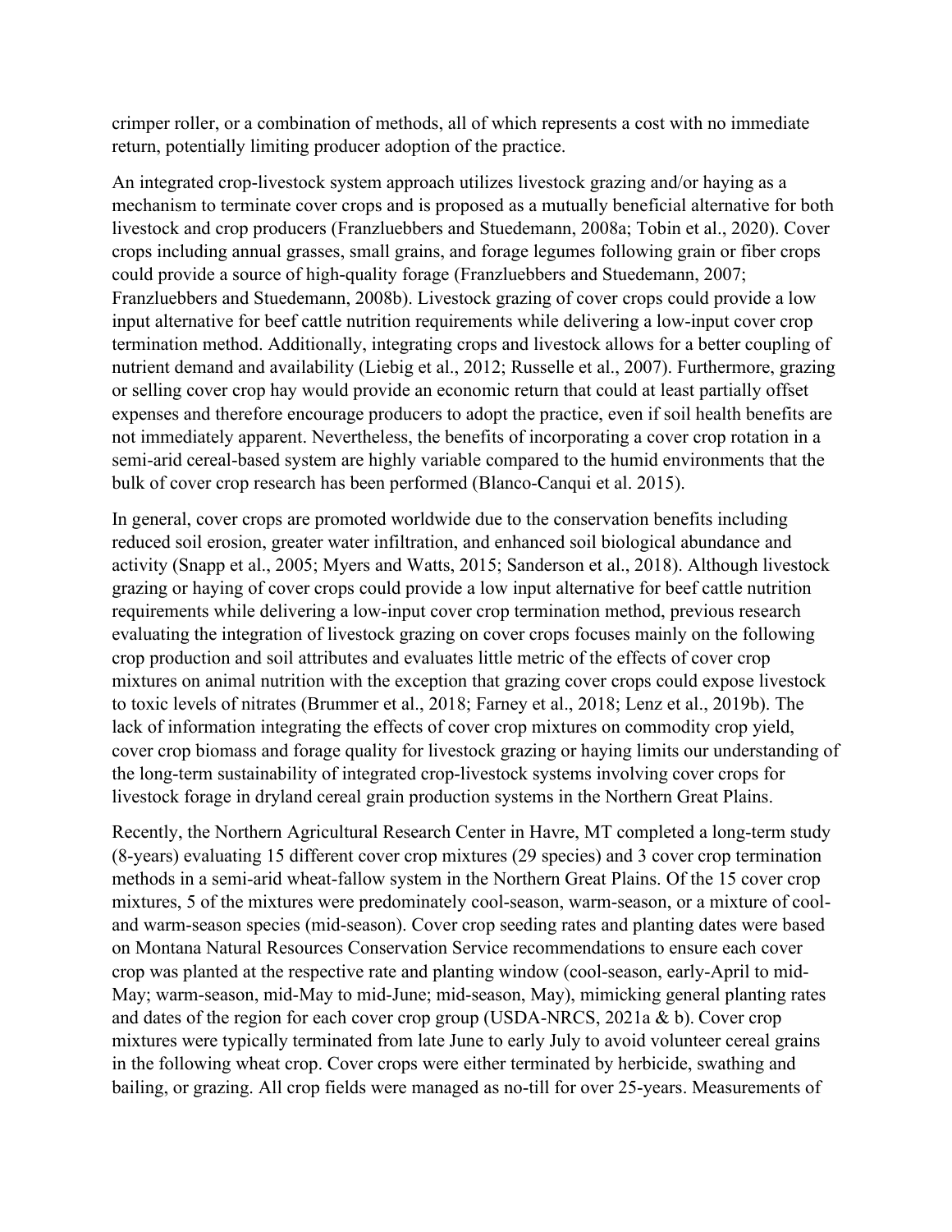crimper roller, or a combination of methods, all of which represents a cost with no immediate return, potentially limiting producer adoption of the practice.

An integrated crop-livestock system approach utilizes livestock grazing and/or haying as a mechanism to terminate cover crops and is proposed as a mutually beneficial alternative for both livestock and crop producers (Franzluebbers and Stuedemann, 2008a; Tobin et al., 2020). Cover crops including annual grasses, small grains, and forage legumes following grain or fiber crops could provide a source of high-quality forage (Franzluebbers and Stuedemann, 2007; Franzluebbers and Stuedemann, 2008b). Livestock grazing of cover crops could provide a low input alternative for beef cattle nutrition requirements while delivering a low-input cover crop termination method. Additionally, integrating crops and livestock allows for a better coupling of nutrient demand and availability (Liebig et al., 2012; Russelle et al., 2007). Furthermore, grazing or selling cover crop hay would provide an economic return that could at least partially offset expenses and therefore encourage producers to adopt the practice, even if soil health benefits are not immediately apparent. Nevertheless, the benefits of incorporating a cover crop rotation in a semi-arid cereal-based system are highly variable compared to the humid environments that the bulk of cover crop research has been performed (Blanco-Canqui et al. 2015).

In general, cover crops are promoted worldwide due to the conservation benefits including reduced soil erosion, greater water infiltration, and enhanced soil biological abundance and activity (Snapp et al., 2005; Myers and Watts, 2015; Sanderson et al., 2018). Although livestock grazing or haying of cover crops could provide a low input alternative for beef cattle nutrition requirements while delivering a low-input cover crop termination method, previous research evaluating the integration of livestock grazing on cover crops focuses mainly on the following crop production and soil attributes and evaluates little metric of the effects of cover crop mixtures on animal nutrition with the exception that grazing cover crops could expose livestock to toxic levels of nitrates (Brummer et al., 2018; Farney et al., 2018; Lenz et al., 2019b). The lack of information integrating the effects of cover crop mixtures on commodity crop yield, cover crop biomass and forage quality for livestock grazing or haying limits our understanding of the long-term sustainability of integrated crop-livestock systems involving cover crops for livestock forage in dryland cereal grain production systems in the Northern Great Plains.

Recently, the Northern Agricultural Research Center in Havre, MT completed a long-term study (8-years) evaluating 15 different cover crop mixtures (29 species) and 3 cover crop termination methods in a semi-arid wheat-fallow system in the Northern Great Plains. Of the 15 cover crop mixtures, 5 of the mixtures were predominately cool-season, warm-season, or a mixture of cool- and warm-season species (mid-season). Cover crop seeding rates and planting dates were based on Montana Natural Resources Conservation Service recommendations to ensure each cover crop was planted at the respective rate and planting window (cool-season, early-April to mid-May; warm-season, mid-May to mid-June; mid-season, May), mimicking general planting rates and dates of the region for each cover crop group (USDA-NRCS, 2021a & b). Cover crop mixtures were typically terminated from late June to early July to avoid volunteer cereal grains in the following wheat crop. Cover crops were either terminated by herbicide, swathing and bailing, or grazing. All crop fields were managed as no-till for over 25-years. Measurements of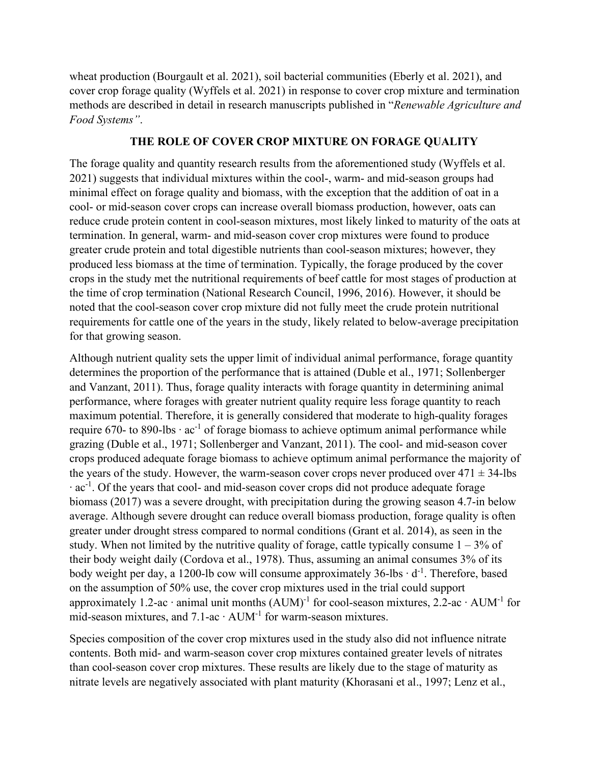wheat production (Bourgault et al. 2021), soil bacterial communities (Eberly et al. 2021), and cover crop forage quality (Wyffels et al. 2021) in response to cover crop mixture and termination methods are described in detail in research manuscripts published in "*Renewable Agriculture and Food Systems"*.

## THE ROLE OF COVER CROP MIXTURE ON FORAGE QUALITY

The forage quality and quantity research results from the aforementioned study (Wyffels et al. 2021) suggests that individual mixtures within the cool-, warm- and mid-season groups had minimal effect on forage quality and biomass, with the exception that the addition of oat in a cool- or mid-season cover crops can increase overall biomass production, however, oats can reduce crude protein content in cool-season mixtures, most likely linked to maturity of the oats at termination. In general, warm- and mid-season cover crop mixtures were found to produce greater crude protein and total digestible nutrients than cool-season mixtures; however, they produced less biomass at the time of termination. Typically, the forage produced by the cover crops in the study met the nutritional requirements of beef cattle for most stages of production at the time of crop termination (National Research Council, 1996, 2016). However, it should be noted that the cool-season cover crop mixture did not fully meet the crude protein nutritional requirements for cattle one of the years in the study, likely related to below-average precipitation for that growing season.

Although nutrient quality sets the upper limit of individual animal performance, forage quantity determines the proportion of the performance that is attained (Duble et al., 1971; Sollenberger and Vanzant, 2011). Thus, forage quality interacts with forage quantity in determining animal performance, where forages with greater nutrient quality require less forage quantity to reach maximum potential. Therefore, it is generally considered that moderate to high-quality forages require 670- to 890-lbs $\cdot$ ac$^{-1}$ of forage biomass to achieve optimum animal performance while grazing (Duble et al., 1971; Sollenberger and Vanzant, 2011). The cool- and mid-season cover crops produced adequate forage biomass to achieve optimum animal performance the majority of the years of the study. However, the warm-season cover crops never produced over 471 $\pm$ 34-lbs $\cdot$ ac$^{-1}$. Of the years that cool- and mid-season cover crops did not produce adequate forage biomass (2017) was a severe drought, with precipitation during the growing season 4.7-in below average. Although severe drought can reduce overall biomass production, forage quality is often greater under drought stress compared to normal conditions (Grant et al. 2014), as seen in the study. When not limited by the nutritive quality of forage, cattle typically consume 1 – 3% of their body weight daily (Cordova et al., 1978). Thus, assuming an animal consumes 3% of its body weight per day, a 1200-lb cow will consume approximately 36-lbs $\cdot$ d$^{-1}$. Therefore, based on the assumption of 50% use, the cover crop mixtures used in the trial could support approximately 1.2-ac $\cdot$ animal unit months (AUM)$^{-1}$ for cool-season mixtures, 2.2-ac $\cdot$ AUM$^{-1}$ for mid-season mixtures, and 7.1-ac $\cdot$ AUM$^{-1}$ for warm-season mixtures.

Species composition of the cover crop mixtures used in the study also did not influence nitrate contents. Both mid- and warm-season cover crop mixtures contained greater levels of nitrates than cool-season cover crop mixtures. These results are likely due to the stage of maturity as nitrate levels are negatively associated with plant maturity (Khorasani et al., 1997; Lenz et al.,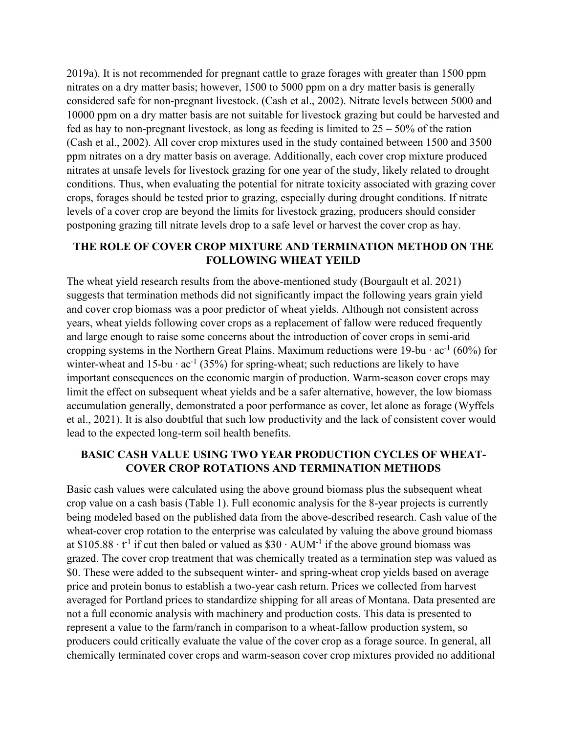2019a). It is not recommended for pregnant cattle to graze forages with greater than 1500 ppm nitrates on a dry matter basis; however, 1500 to 5000 ppm on a dry matter basis is generally considered safe for non-pregnant livestock. (Cash et al., 2002). Nitrate levels between 5000 and 10000 ppm on a dry matter basis are not suitable for livestock grazing but could be harvested and fed as hay to non-pregnant livestock, as long as feeding is limited to 25 – 50% of the ration (Cash et al., 2002). All cover crop mixtures used in the study contained between 1500 and 3500 ppm nitrates on a dry matter basis on average. Additionally, each cover crop mixture produced nitrates at unsafe levels for livestock grazing for one year of the study, likely related to drought conditions. Thus, when evaluating the potential for nitrate toxicity associated with grazing cover crops, forages should be tested prior to grazing, especially during drought conditions. If nitrate levels of a cover crop are beyond the limits for livestock grazing, producers should consider postponing grazing till nitrate levels drop to a safe level or harvest the cover crop as hay.

## THE ROLE OF COVER CROP MIXTURE AND TERMINATION METHOD ON THE FOLLOWING WHEAT YEILD

The wheat yield research results from the above-mentioned study (Bourgault et al. 2021) suggests that termination methods did not significantly impact the following years grain yield and cover crop biomass was a poor predictor of wheat yields. Although not consistent across years, wheat yields following cover crops as a replacement of fallow were reduced frequently and large enough to raise some concerns about the introduction of cover crops in semi-arid cropping systems in the Northern Great Plains. Maximum reductions were 19-bu · ac$^{-1}$ (60%) for winter-wheat and 15-bu · ac$^{-1}$ (35%) for spring-wheat; such reductions are likely to have important consequences on the economic margin of production. Warm-season cover crops may limit the effect on subsequent wheat yields and be a safer alternative, however, the low biomass accumulation generally, demonstrated a poor performance as cover, let alone as forage (Wyffels et al., 2021). It is also doubtful that such low productivity and the lack of consistent cover would lead to the expected long-term soil health benefits.

## BASIC CASH VALUE USING TWO YEAR PRODUCTION CYCLES OF WHEAT-COVER CROP ROTATIONS AND TERMINATION METHODS

Basic cash values were calculated using the above ground biomass plus the subsequent wheat crop value on a cash basis (Table 1). Full economic analysis for the 8-year projects is currently being modeled based on the published data from the above-described research. Cash value of the wheat-cover crop rotation to the enterprise was calculated by valuing the above ground biomass at \$105.88 · t$^{-1}$ if cut then baled or valued as \$30 · AUM$^{-1}$ if the above ground biomass was grazed. The cover crop treatment that was chemically treated as a termination step was valued as \$0. These were added to the subsequent winter- and spring-wheat crop yields based on average price and protein bonus to establish a two-year cash return. Prices we collected from harvest averaged for Portland prices to standardize shipping for all areas of Montana. Data presented are not a full economic analysis with machinery and production costs. This data is presented to represent a value to the farm/ranch in comparison to a wheat-fallow production system, so producers could critically evaluate the value of the cover crop as a forage source. In general, all chemically terminated cover crops and warm-season cover crop mixtures provided no additional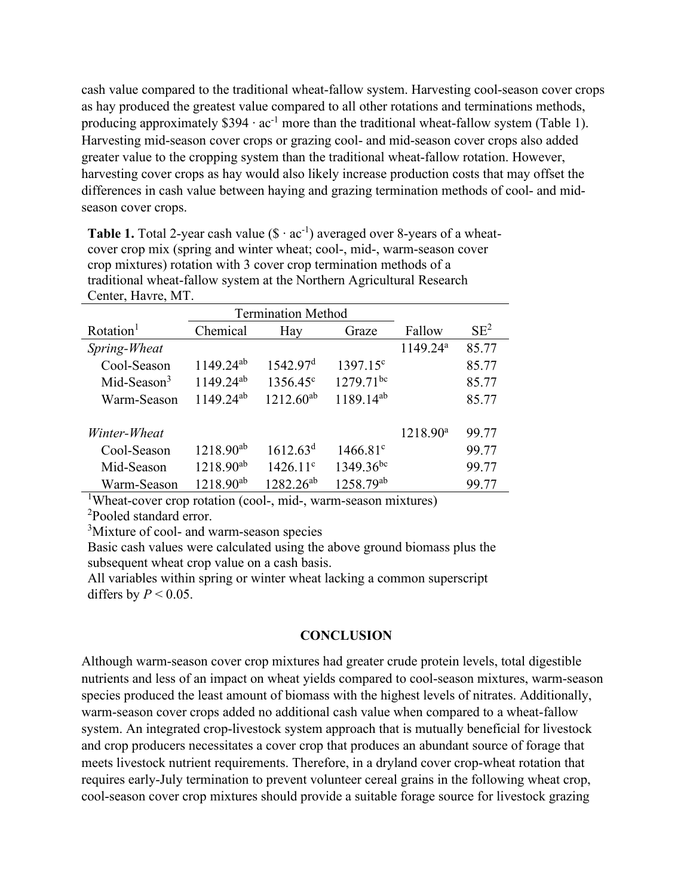cash value compared to the traditional wheat-fallow system. Harvesting cool-season cover crops as hay produced the greatest value compared to all other rotations and terminations methods, producing approximately $394 · ac$^{-1}$ more than the traditional wheat-fallow system (Table 1). Harvesting mid-season cover crops or grazing cool- and mid-season cover crops also added greater value to the cropping system than the traditional wheat-fallow rotation. However, harvesting cover crops as hay would also likely increase production costs that may offset the differences in cash value between haying and grazing termination methods of cool- and mid-season cover crops.

**Table 1.** Total 2-year cash value ($ · ac$^{-1}$) averaged over 8-years of a wheat-cover crop mix (spring and winter wheat; cool-, mid-, warm-season cover crop mixtures) rotation with 3 cover crop termination methods of a traditional wheat-fallow system at the Northern Agricultural Research Center, Havre, MT.

| | Termination Method | | | | |
|---|---|---|---|---|---|
| Rotation[1] | Chemical | Hay | Graze | Fallow | SE[2] |
| *Spring-Wheat* | | | | 1149.24[a] | 85.77 |
| Cool-Season | 1149.24[ab] | 1542.97[d] | 1397.15[c] | | 85.77 |
| Mid-Season[3] | 1149.24[ab] | 1356.45[c] | 1279.71[bc] | | 85.77 |
| Warm-Season | 1149.24[ab] | 1212.60[ab] | 1189.14[ab] | | 85.77 |
| | | | | | |
| *Winter-Wheat* | | | | 1218.90[a] | 99.77 |
| Cool-Season | 1218.90[ab] | 1612.63[d] | 1466.81[c] | | 99.77 |
| Mid-Season | 1218.90[ab] | 1426.11[c] | 1349.36[bc] | | 99.77 |
| Warm-Season | 1218.90[ab] | 1282.26[ab] | 1258.79[ab] | | 99.77 |

[1]Wheat-cover crop rotation (cool-, mid-, warm-season mixtures)

[2]Pooled standard error.

[3]Mixture of cool- and warm-season species

Basic cash values were calculated using the above ground biomass plus the subsequent wheat crop value on a cash basis.

All variables within spring or winter wheat lacking a common superscript differs by $P < 0.05$.

## CONCLUSION

Although warm-season cover crop mixtures had greater crude protein levels, total digestible nutrients and less of an impact on wheat yields compared to cool-season mixtures, warm-season species produced the least amount of biomass with the highest levels of nitrates. Additionally, warm-season cover crops added no additional cash value when compared to a wheat-fallow system. An integrated crop-livestock system approach that is mutually beneficial for livestock and crop producers necessitates a cover crop that produces an abundant source of forage that meets livestock nutrient requirements. Therefore, in a dryland cover crop-wheat rotation that requires early-July termination to prevent volunteer cereal grains in the following wheat crop, cool-season cover crop mixtures should provide a suitable forage source for livestock grazing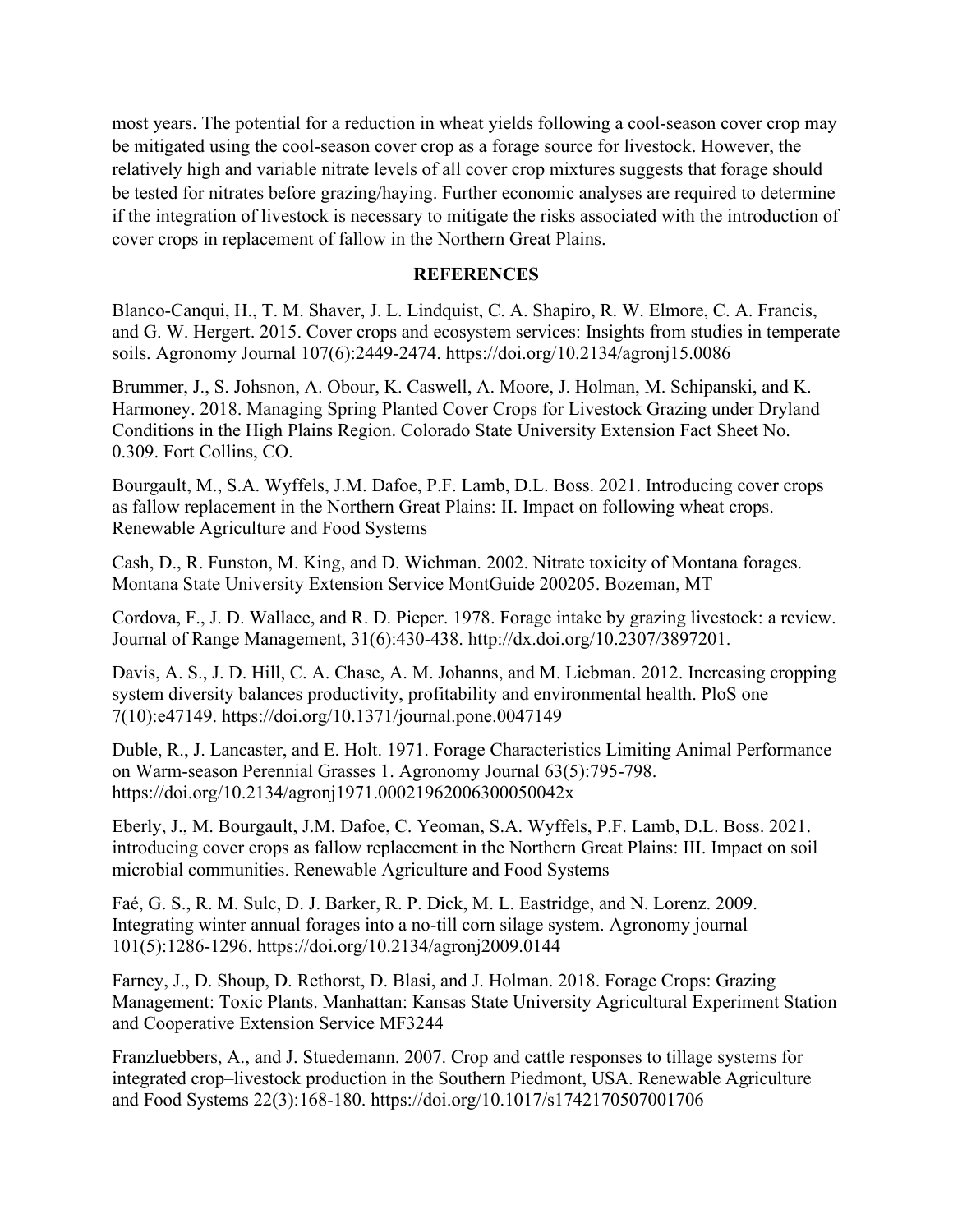most years. The potential for a reduction in wheat yields following a cool-season cover crop may be mitigated using the cool-season cover crop as a forage source for livestock. However, the relatively high and variable nitrate levels of all cover crop mixtures suggests that forage should be tested for nitrates before grazing/haying. Further economic analyses are required to determine if the integration of livestock is necessary to mitigate the risks associated with the introduction of cover crops in replacement of fallow in the Northern Great Plains.

## REFERENCES

Blanco-Canqui, H., T. M. Shaver, J. L. Lindquist, C. A. Shapiro, R. W. Elmore, C. A. Francis, and G. W. Hergert. 2015. Cover crops and ecosystem services: Insights from studies in temperate soils. Agronomy Journal 107(6):2449-2474. https://doi.org/10.2134/agronj15.0086

Brummer, J., S. Johsnon, A. Obour, K. Caswell, A. Moore, J. Holman, M. Schipanski, and K. Harmoney. 2018. Managing Spring Planted Cover Crops for Livestock Grazing under Dryland Conditions in the High Plains Region. Colorado State University Extension Fact Sheet No. 0.309. Fort Collins, CO.

Bourgault, M., S.A. Wyffels, J.M. Dafoe, P.F. Lamb, D.L. Boss. 2021. Introducing cover crops as fallow replacement in the Northern Great Plains: II. Impact on following wheat crops. Renewable Agriculture and Food Systems

Cash, D., R. Funston, M. King, and D. Wichman. 2002. Nitrate toxicity of Montana forages. Montana State University Extension Service MontGuide 200205. Bozeman, MT

Cordova, F., J. D. Wallace, and R. D. Pieper. 1978. Forage intake by grazing livestock: a review. Journal of Range Management, 31(6):430-438. http://dx.doi.org/10.2307/3897201.

Davis, A. S., J. D. Hill, C. A. Chase, A. M. Johanns, and M. Liebman. 2012. Increasing cropping system diversity balances productivity, profitability and environmental health. PloS one 7(10):e47149. https://doi.org/10.1371/journal.pone.0047149

Duble, R., J. Lancaster, and E. Holt. 1971. Forage Characteristics Limiting Animal Performance on Warm-season Perennial Grasses 1. Agronomy Journal 63(5):795-798. https://doi.org/10.2134/agronj1971.00021962006300050042x

Eberly, J., M. Bourgault, J.M. Dafoe, C. Yeoman, S.A. Wyffels, P.F. Lamb, D.L. Boss. 2021. introducing cover crops as fallow replacement in the Northern Great Plains: III. Impact on soil microbial communities. Renewable Agriculture and Food Systems

Faé, G. S., R. M. Sulc, D. J. Barker, R. P. Dick, M. L. Eastridge, and N. Lorenz. 2009. Integrating winter annual forages into a no-till corn silage system. Agronomy journal 101(5):1286-1296. https://doi.org/10.2134/agronj2009.0144

Farney, J., D. Shoup, D. Rethorst, D. Blasi, and J. Holman. 2018. Forage Crops: Grazing Management: Toxic Plants. Manhattan: Kansas State University Agricultural Experiment Station and Cooperative Extension Service MF3244

Franzluebbers, A., and J. Stuedemann. 2007. Crop and cattle responses to tillage systems for integrated crop–livestock production in the Southern Piedmont, USA. Renewable Agriculture and Food Systems 22(3):168-180. https://doi.org/10.1017/s1742170507001706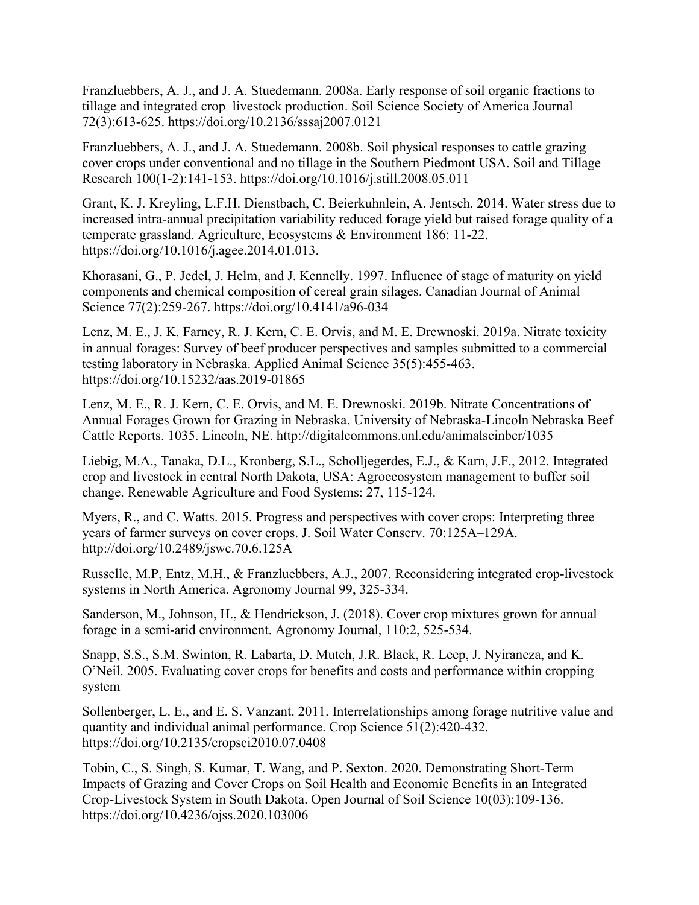Franzluebbers, A. J., and J. A. Stuedemann. 2008a. Early response of soil organic fractions to tillage and integrated crop–livestock production. Soil Science Society of America Journal 72(3):613-625. https://doi.org/10.2136/sssaj2007.0121

Franzluebbers, A. J., and J. A. Stuedemann. 2008b. Soil physical responses to cattle grazing cover crops under conventional and no tillage in the Southern Piedmont USA. Soil and Tillage Research 100(1-2):141-153. https://doi.org/10.1016/j.still.2008.05.011

Grant, K. J. Kreyling, L.F.H. Dienstbach, C. Beierkuhnlein, A. Jentsch. 2014. Water stress due to increased intra-annual precipitation variability reduced forage yield but raised forage quality of a temperate grassland. Agriculture, Ecosystems & Environment 186: 11-22. https://doi.org/10.1016/j.agee.2014.01.013.

Khorasani, G., P. Jedel, J. Helm, and J. Kennelly. 1997. Influence of stage of maturity on yield components and chemical composition of cereal grain silages. Canadian Journal of Animal Science 77(2):259-267. https://doi.org/10.4141/a96-034

Lenz, M. E., J. K. Farney, R. J. Kern, C. E. Orvis, and M. E. Drewnoski. 2019a. Nitrate toxicity in annual forages: Survey of beef producer perspectives and samples submitted to a commercial testing laboratory in Nebraska. Applied Animal Science 35(5):455-463. https://doi.org/10.15232/aas.2019-01865

Lenz, M. E., R. J. Kern, C. E. Orvis, and M. E. Drewnoski. 2019b. Nitrate Concentrations of Annual Forages Grown for Grazing in Nebraska. University of Nebraska-Lincoln Nebraska Beef Cattle Reports. 1035. Lincoln, NE. http://digitalcommons.unl.edu/animalscinbcr/1035

Liebig, M.A., Tanaka, D.L., Kronberg, S.L., Scholljegerdes, E.J., & Karn, J.F., 2012. Integrated crop and livestock in central North Dakota, USA: Agroecosystem management to buffer soil change. Renewable Agriculture and Food Systems: 27, 115-124.

Myers, R., and C. Watts. 2015. Progress and perspectives with cover crops: Interpreting three years of farmer surveys on cover crops. J. Soil Water Conserv. 70:125A–129A. http://doi.org/10.2489/jswc.70.6.125A

Russelle, M.P, Entz, M.H., & Franzluebbers, A.J., 2007. Reconsidering integrated crop-livestock systems in North America. Agronomy Journal 99, 325-334.

Sanderson, M., Johnson, H., & Hendrickson, J. (2018). Cover crop mixtures grown for annual forage in a semi-arid environment. Agronomy Journal, 110:2, 525-534.

Snapp, S.S., S.M. Swinton, R. Labarta, D. Mutch, J.R. Black, R. Leep, J. Nyiraneza, and K. O'Neil. 2005. Evaluating cover crops for benefits and costs and performance within cropping system

Sollenberger, L. E., and E. S. Vanzant. 2011. Interrelationships among forage nutritive value and quantity and individual animal performance. Crop Science 51(2):420-432. https://doi.org/10.2135/cropsci2010.07.0408

Tobin, C., S. Singh, S. Kumar, T. Wang, and P. Sexton. 2020. Demonstrating Short-Term Impacts of Grazing and Cover Crops on Soil Health and Economic Benefits in an Integrated Crop-Livestock System in South Dakota. Open Journal of Soil Science 10(03):109-136. https://doi.org/10.4236/ojss.2020.103006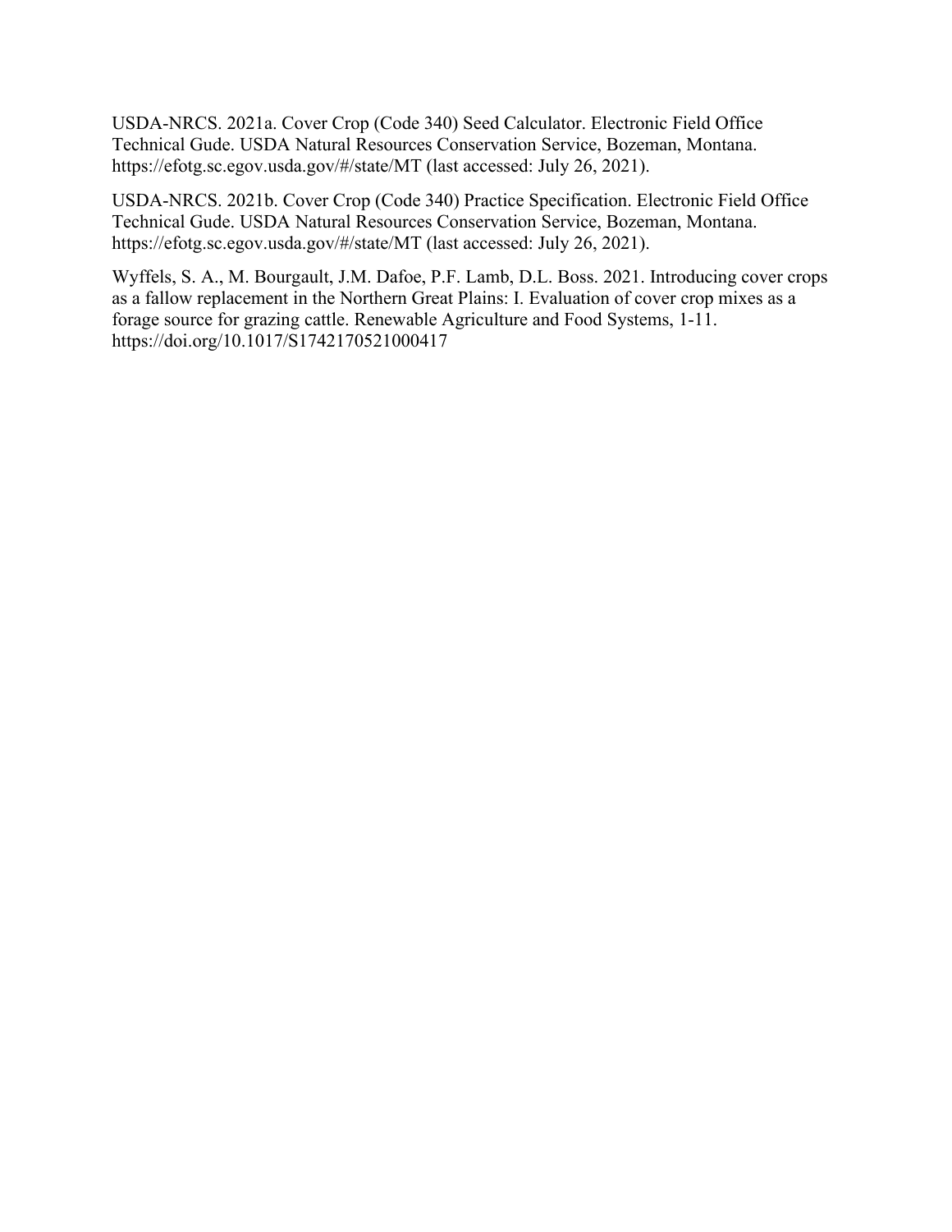USDA-NRCS. 2021a. Cover Crop (Code 340) Seed Calculator. Electronic Field Office Technical Gude. USDA Natural Resources Conservation Service, Bozeman, Montana. https://efotg.sc.egov.usda.gov/#/state/MT (last accessed: July 26, 2021).

USDA-NRCS. 2021b. Cover Crop (Code 340) Practice Specification. Electronic Field Office Technical Gude. USDA Natural Resources Conservation Service, Bozeman, Montana. https://efotg.sc.egov.usda.gov/#/state/MT (last accessed: July 26, 2021).

Wyffels, S. A., M. Bourgault, J.M. Dafoe, P.F. Lamb, D.L. Boss. 2021. Introducing cover crops as a fallow replacement in the Northern Great Plains: I. Evaluation of cover crop mixes as a forage source for grazing cattle. Renewable Agriculture and Food Systems, 1-11. https://doi.org/10.1017/S1742170521000417